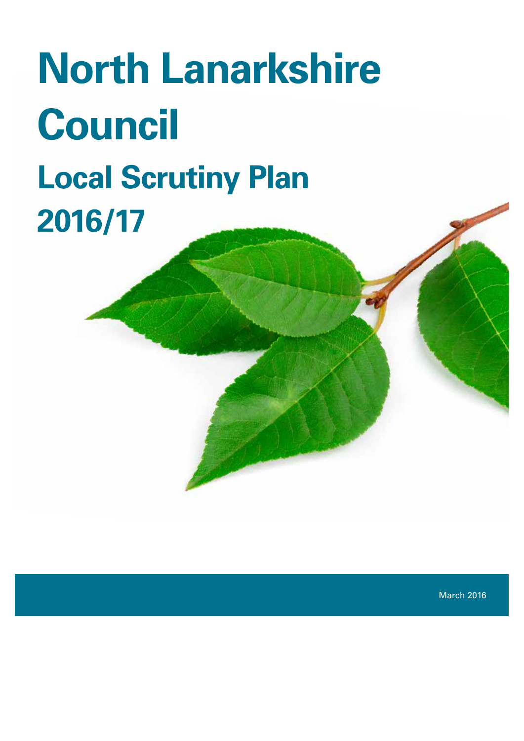# North Lanarkshire Council

## Local Scrutiny Plan 2016/17

March 2016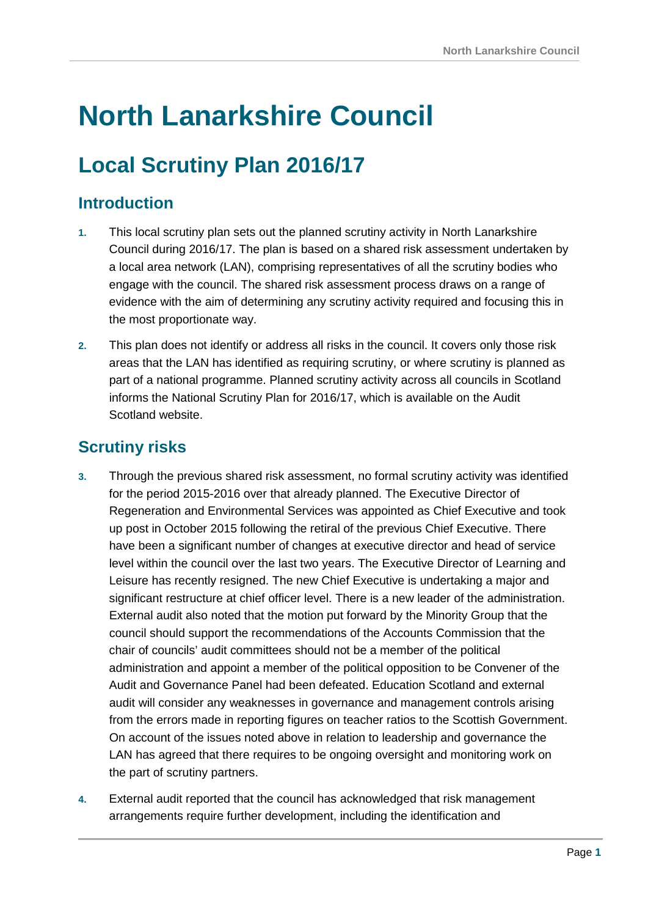# North Lanarkshire Council

## Local Scrutiny Plan 2016/17

### Introduction

1. This local scrutiny plan sets out the planned scrutiny activity in North Lanarkshire Council during 2016/17. The plan is based on a shared risk assessment undertaken by a local area network (LAN), comprising representatives of all the scrutiny bodies who engage with the council. The shared risk assessment process draws on a range of evidence with the aim of determining any scrutiny activity required and focusing this in the most proportionate way.

2. This plan does not identify or address all risks in the council. It covers only those risk areas that the LAN has identified as requiring scrutiny, or where scrutiny is planned as part of a national programme. Planned scrutiny activity across all councils in Scotland informs the National Scrutiny Plan for 2016/17, which is available on the Audit Scotland website.

### Scrutiny risks

3. Through the previous shared risk assessment, no formal scrutiny activity was identified for the period 2015-2016 over that already planned. The Executive Director of Regeneration and Environmental Services was appointed as Chief Executive and took up post in October 2015 following the retiral of the previous Chief Executive. There have been a significant number of changes at executive director and head of service level within the council over the last two years. The Executive Director of Learning and Leisure has recently resigned. The new Chief Executive is undertaking a major and significant restructure at chief officer level. There is a new leader of the administration. External audit also noted that the motion put forward by the Minority Group that the council should support the recommendations of the Accounts Commission that the chair of councils' audit committees should not be a member of the political administration and appoint a member of the political opposition to be Convener of the Audit and Governance Panel had been defeated. Education Scotland and external audit will consider any weaknesses in governance and management controls arising from the errors made in reporting figures on teacher ratios to the Scottish Government. On account of the issues noted above in relation to leadership and governance the LAN has agreed that there requires to be ongoing oversight and monitoring work on the part of scrutiny partners.

4. External audit reported that the council has acknowledged that risk management arrangements require further development, including the identification and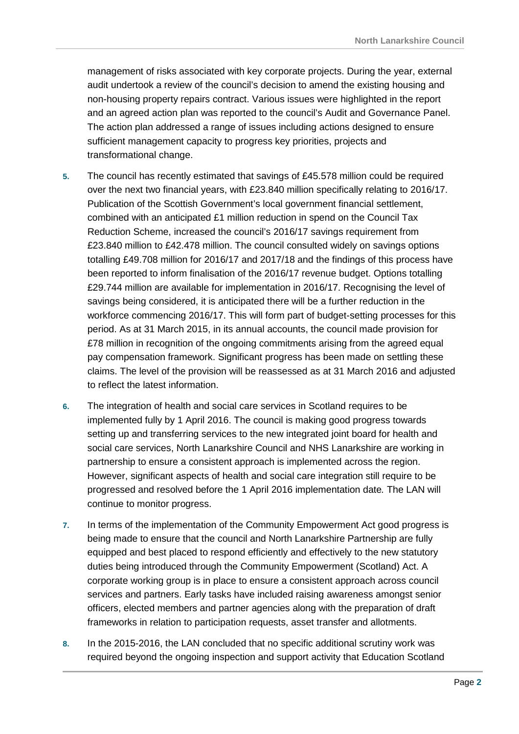management of risks associated with key corporate projects. During the year, external audit undertook a review of the council's decision to amend the existing housing and non-housing property repairs contract. Various issues were highlighted in the report and an agreed action plan was reported to the council's Audit and Governance Panel. The action plan addressed a range of issues including actions designed to ensure sufficient management capacity to progress key priorities, projects and transformational change.

5. The council has recently estimated that savings of £45.578 million could be required over the next two financial years, with £23.840 million specifically relating to 2016/17. Publication of the Scottish Government's local government financial settlement, combined with an anticipated £1 million reduction in spend on the Council Tax Reduction Scheme, increased the council's 2016/17 savings requirement from £23.840 million to £42.478 million. The council consulted widely on savings options totalling £49.708 million for 2016/17 and 2017/18 and the findings of this process have been reported to inform finalisation of the 2016/17 revenue budget. Options totalling £29.744 million are available for implementation in 2016/17. Recognising the level of savings being considered, it is anticipated there will be a further reduction in the workforce commencing 2016/17. This will form part of budget-setting processes for this period. As at 31 March 2015, in its annual accounts, the council made provision for £78 million in recognition of the ongoing commitments arising from the agreed equal pay compensation framework. Significant progress has been made on settling these claims. The level of the provision will be reassessed as at 31 March 2016 and adjusted to reflect the latest information.

6. The integration of health and social care services in Scotland requires to be implemented fully by 1 April 2016. The council is making good progress towards setting up and transferring services to the new integrated joint board for health and social care services, North Lanarkshire Council and NHS Lanarkshire are working in partnership to ensure a consistent approach is implemented across the region. However, significant aspects of health and social care integration still require to be progressed and resolved before the 1 April 2016 implementation date*.* The LAN will continue to monitor progress.

7. In terms of the implementation of the Community Empowerment Act good progress is being made to ensure that the council and North Lanarkshire Partnership are fully equipped and best placed to respond efficiently and effectively to the new statutory duties being introduced through the Community Empowerment (Scotland) Act. A corporate working group is in place to ensure a consistent approach across council services and partners. Early tasks have included raising awareness amongst senior officers, elected members and partner agencies along with the preparation of draft frameworks in relation to participation requests, asset transfer and allotments.

8. In the 2015-2016, the LAN concluded that no specific additional scrutiny work was required beyond the ongoing inspection and support activity that Education Scotland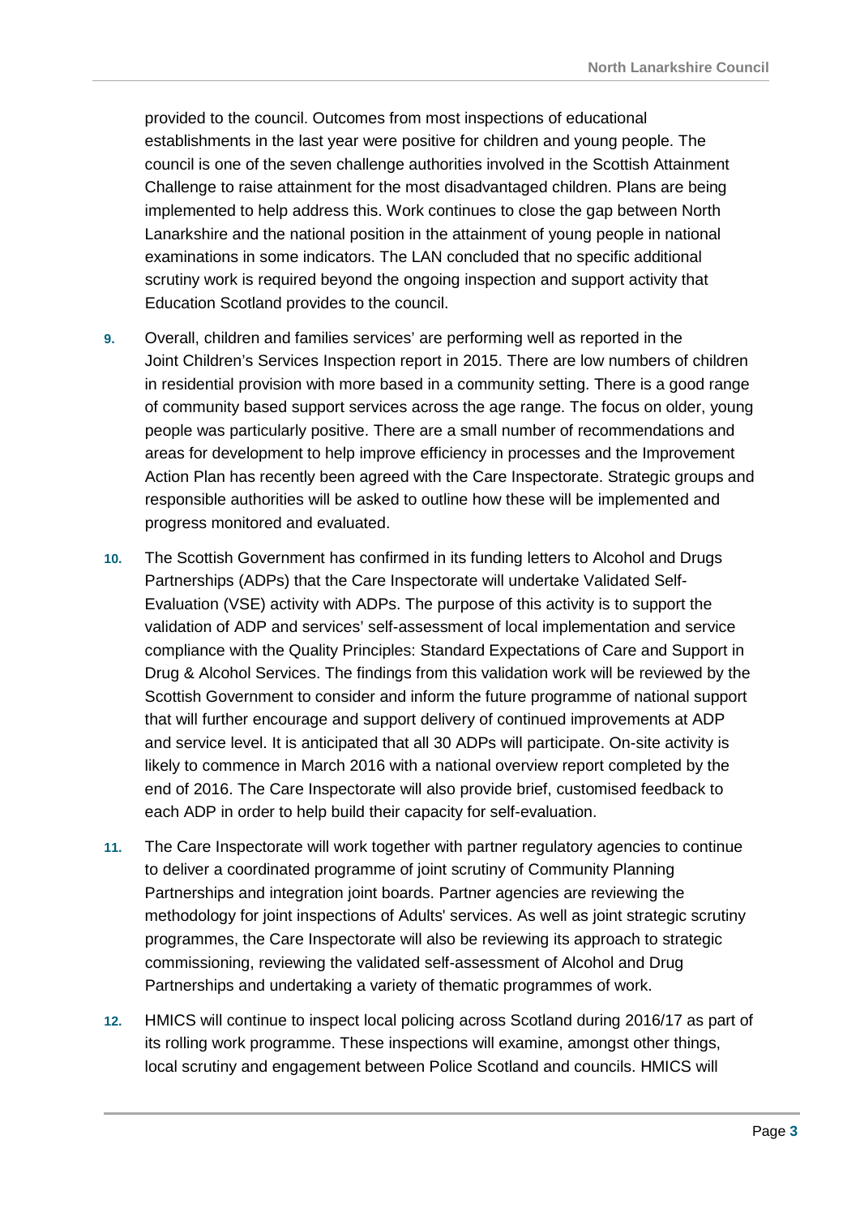provided to the council. Outcomes from most inspections of educational establishments in the last year were positive for children and young people. The council is one of the seven challenge authorities involved in the Scottish Attainment Challenge to raise attainment for the most disadvantaged children. Plans are being implemented to help address this. Work continues to close the gap between North Lanarkshire and the national position in the attainment of young people in national examinations in some indicators. The LAN concluded that no specific additional scrutiny work is required beyond the ongoing inspection and support activity that Education Scotland provides to the council.

9. Overall, children and families services' are performing well as reported in the Joint Children's Services Inspection report in 2015. There are low numbers of children in residential provision with more based in a community setting. There is a good range of community based support services across the age range. The focus on older, young people was particularly positive. There are a small number of recommendations and areas for development to help improve efficiency in processes and the Improvement Action Plan has recently been agreed with the Care Inspectorate. Strategic groups and responsible authorities will be asked to outline how these will be implemented and progress monitored and evaluated.

10. The Scottish Government has confirmed in its funding letters to Alcohol and Drugs Partnerships (ADPs) that the Care Inspectorate will undertake Validated Self-Evaluation (VSE) activity with ADPs. The purpose of this activity is to support the validation of ADP and services' self-assessment of local implementation and service compliance with the Quality Principles: Standard Expectations of Care and Support in Drug & Alcohol Services. The findings from this validation work will be reviewed by the Scottish Government to consider and inform the future programme of national support that will further encourage and support delivery of continued improvements at ADP and service level. It is anticipated that all 30 ADPs will participate. On-site activity is likely to commence in March 2016 with a national overview report completed by the end of 2016. The Care Inspectorate will also provide brief, customised feedback to each ADP in order to help build their capacity for self-evaluation.

11. The Care Inspectorate will work together with partner regulatory agencies to continue to deliver a coordinated programme of joint scrutiny of Community Planning Partnerships and integration joint boards. Partner agencies are reviewing the methodology for joint inspections of Adults' services. As well as joint strategic scrutiny programmes, the Care Inspectorate will also be reviewing its approach to strategic commissioning, reviewing the validated self-assessment of Alcohol and Drug Partnerships and undertaking a variety of thematic programmes of work.

12. HMICS will continue to inspect local policing across Scotland during 2016/17 as part of its rolling work programme. These inspections will examine, amongst other things, local scrutiny and engagement between Police Scotland and councils. HMICS will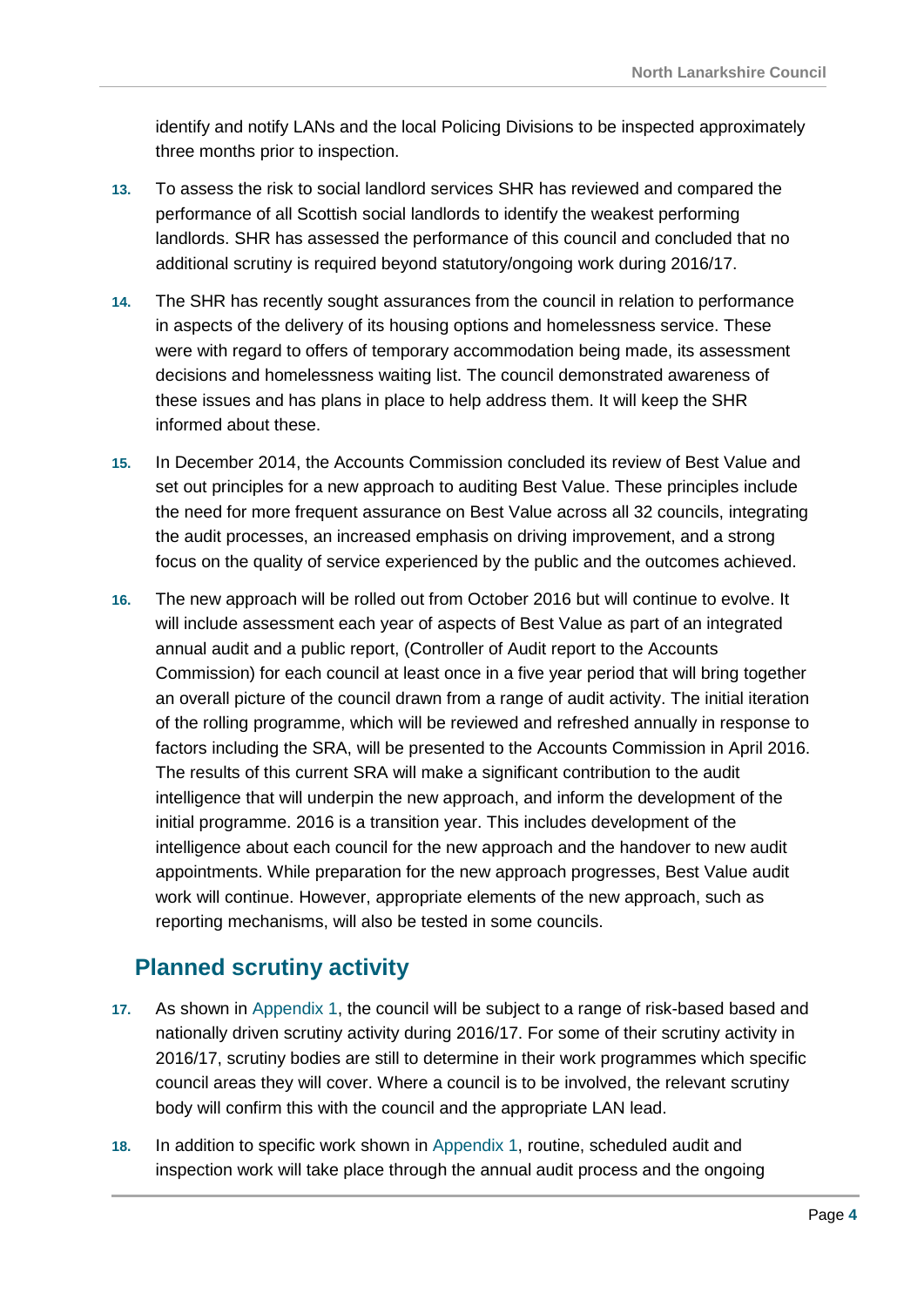identify and notify LANs and the local Policing Divisions to be inspected approximately three months prior to inspection.

13. To assess the risk to social landlord services SHR has reviewed and compared the performance of all Scottish social landlords to identify the weakest performing landlords. SHR has assessed the performance of this council and concluded that no additional scrutiny is required beyond statutory/ongoing work during 2016/17.

14. The SHR has recently sought assurances from the council in relation to performance in aspects of the delivery of its housing options and homelessness service. These were with regard to offers of temporary accommodation being made, its assessment decisions and homelessness waiting list. The council demonstrated awareness of these issues and has plans in place to help address them. It will keep the SHR informed about these.

15. In December 2014, the Accounts Commission concluded its review of Best Value and set out principles for a new approach to auditing Best Value. These principles include the need for more frequent assurance on Best Value across all 32 councils, integrating the audit processes, an increased emphasis on driving improvement, and a strong focus on the quality of service experienced by the public and the outcomes achieved.

16. The new approach will be rolled out from October 2016 but will continue to evolve. It will include assessment each year of aspects of Best Value as part of an integrated annual audit and a public report, (Controller of Audit report to the Accounts Commission) for each council at least once in a five year period that will bring together an overall picture of the council drawn from a range of audit activity. The initial iteration of the rolling programme, which will be reviewed and refreshed annually in response to factors including the SRA, will be presented to the Accounts Commission in April 2016. The results of this current SRA will make a significant contribution to the audit intelligence that will underpin the new approach, and inform the development of the initial programme. 2016 is a transition year. This includes development of the intelligence about each council for the new approach and the handover to new audit appointments. While preparation for the new approach progresses, Best Value audit work will continue. However, appropriate elements of the new approach, such as reporting mechanisms, will also be tested in some councils.

## Planned scrutiny activity

17. As shown in Appendix 1, the council will be subject to a range of risk-based based and nationally driven scrutiny activity during 2016/17. For some of their scrutiny activity in 2016/17, scrutiny bodies are still to determine in their work programmes which specific council areas they will cover. Where a council is to be involved, the relevant scrutiny body will confirm this with the council and the appropriate LAN lead.

18. In addition to specific work shown in Appendix 1, routine, scheduled audit and inspection work will take place through the annual audit process and the ongoing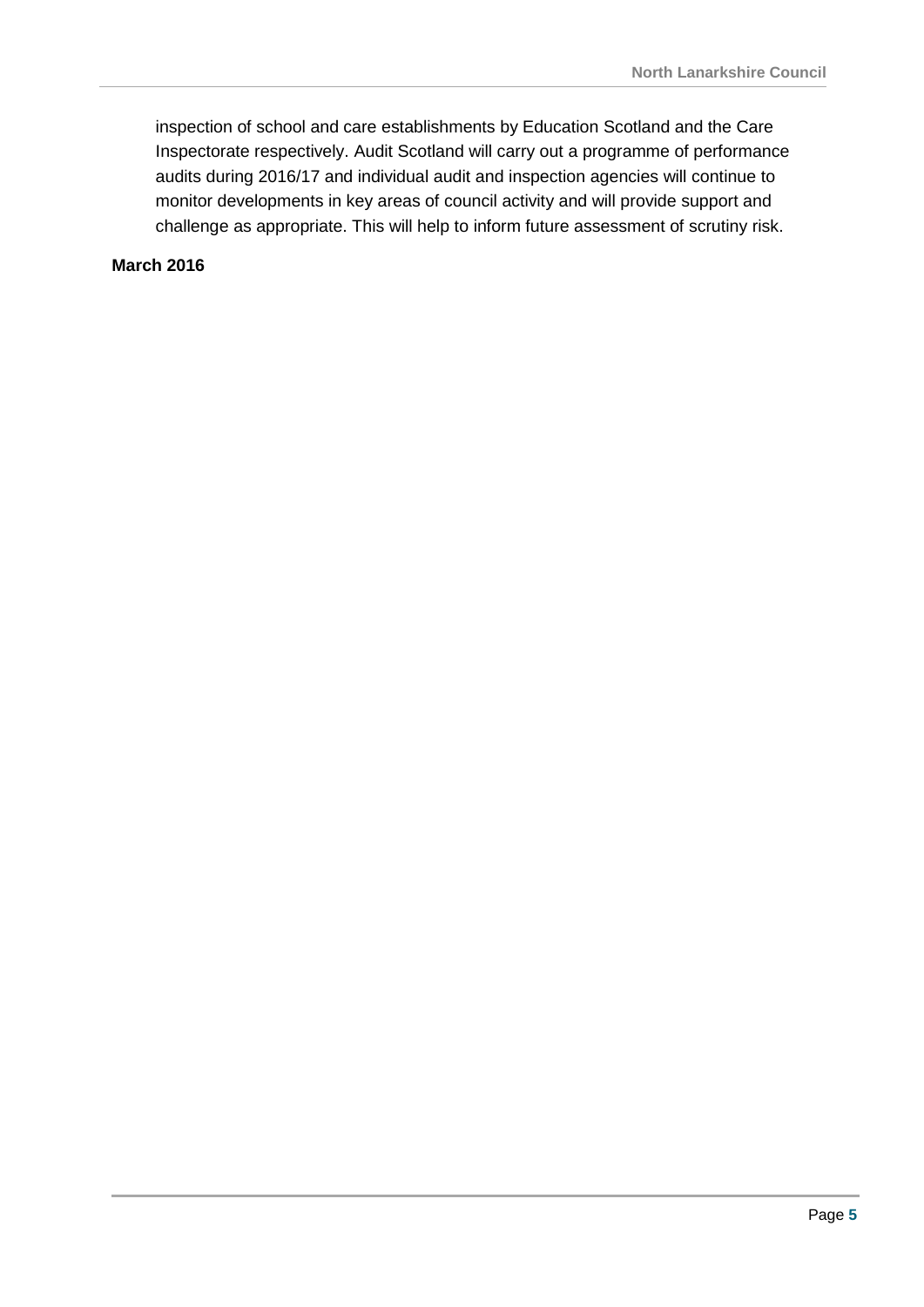inspection of school and care establishments by Education Scotland and the Care Inspectorate respectively. Audit Scotland will carry out a programme of performance audits during 2016/17 and individual audit and inspection agencies will continue to monitor developments in key areas of council activity and will provide support and challenge as appropriate. This will help to inform future assessment of scrutiny risk.

**March 2016**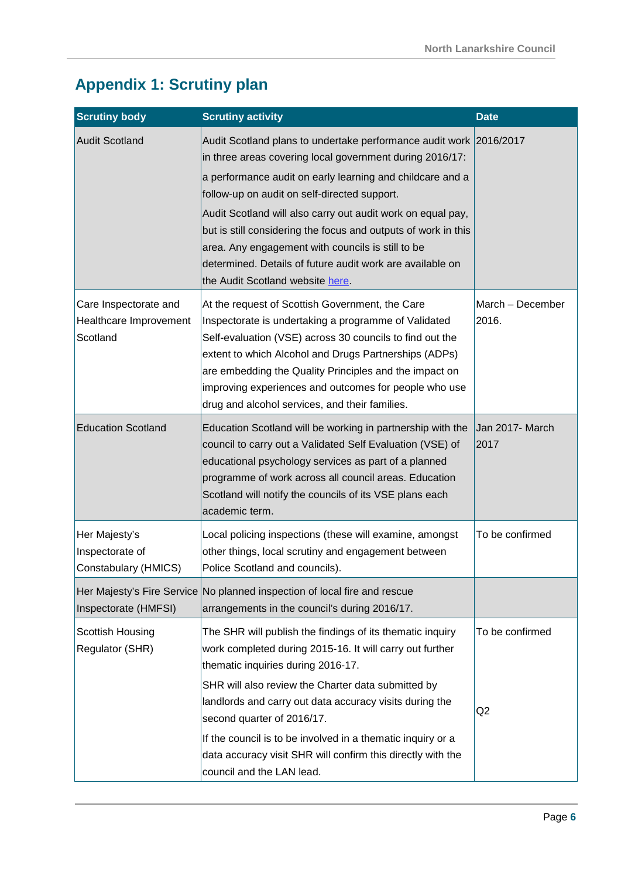# Appendix 1: Scrutiny plan

| Scrutiny body | Scrutiny activity | Date |
|---|---|---|
| Audit Scotland | Audit Scotland plans to undertake performance audit work in three areas covering local government during 2016/17:<br><br>a performance audit on early learning and childcare and a follow-up on audit on self-directed support.<br><br>Audit Scotland will also carry out audit work on equal pay, but is still considering the focus and outputs of work in this area. Any engagement with councils is still to be determined. Details of future audit work are available on the Audit Scotland website here. | 2016/2017 |
| Care Inspectorate and Healthcare Improvement Scotland | At the request of Scottish Government, the Care Inspectorate is undertaking a programme of Validated Self-evaluation (VSE) across 30 councils to find out the extent to which Alcohol and Drugs Partnerships (ADPs) are embedding the Quality Principles and the impact on improving experiences and outcomes for people who use drug and alcohol services, and their families. | March – December 2016. |
| Education Scotland | Education Scotland will be working in partnership with the council to carry out a Validated Self Evaluation (VSE) of educational psychology services as part of a planned programme of work across all council areas. Education Scotland will notify the councils of its VSE plans each academic term. | Jan 2017- March 2017 |
| Her Majesty's Inspectorate of Constabulary (HMICS) | Local policing inspections (these will examine, amongst other things, local scrutiny and engagement between Police Scotland and councils). | To be confirmed |
| Her Majesty's Fire Service Inspectorate (HMFSI) | No planned inspection of local fire and rescue arrangements in the council's during 2016/17. | |
| Scottish Housing Regulator (SHR) | The SHR will publish the findings of its thematic inquiry work completed during 2015-16. It will carry out further thematic inquiries during 2016-17.<br><br>SHR will also review the Charter data submitted by landlords and carry out data accuracy visits during the second quarter of 2016/17.<br><br>If the council is to be involved in a thematic inquiry or a data accuracy visit SHR will confirm this directly with the council and the LAN lead. | To be confirmed<br><br>Q2 |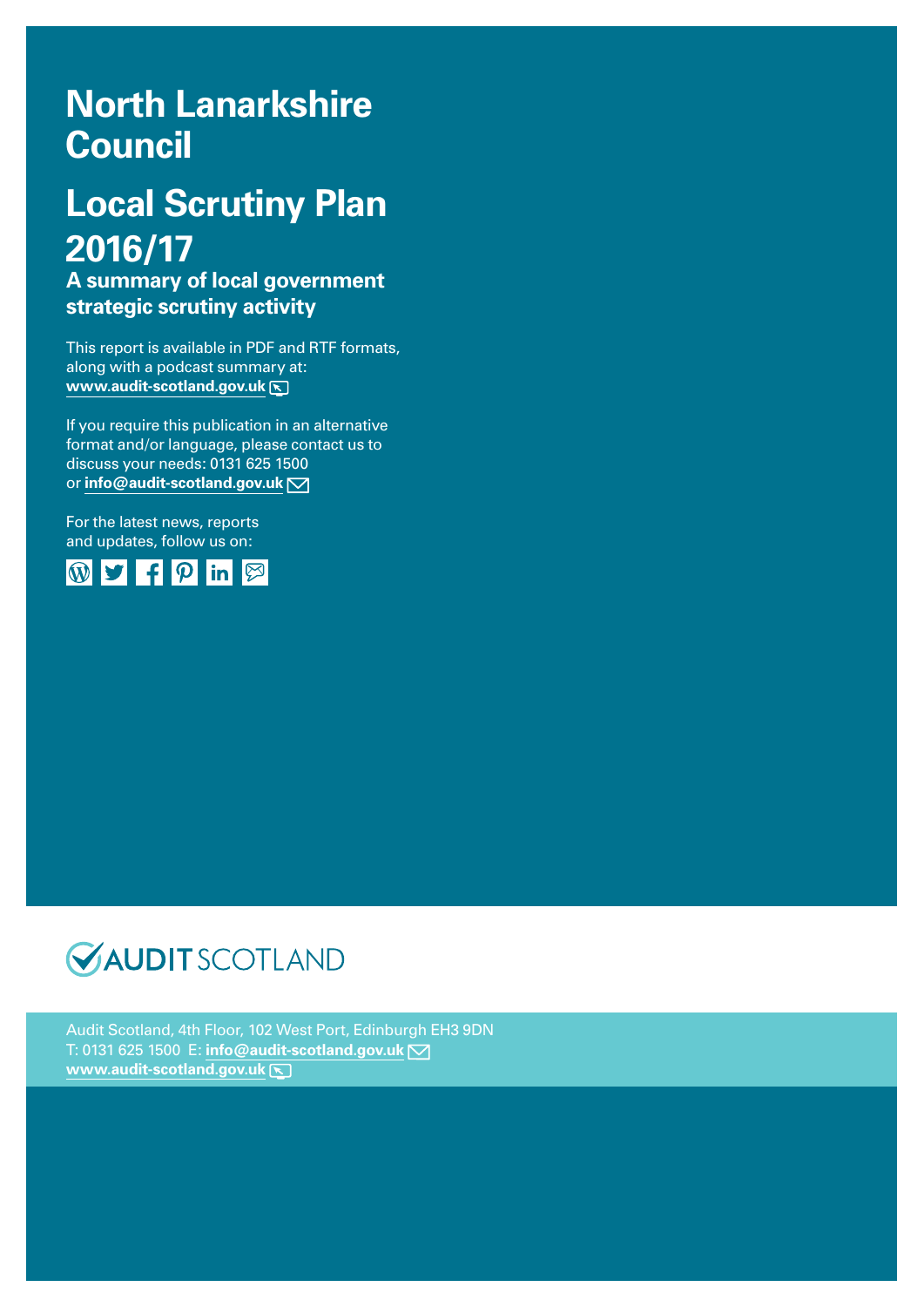# North Lanarkshire Council

# Local Scrutiny Plan 2016/17

### A summary of local government strategic scrutiny activity

This report is available in PDF and RTF formats, along with a podcast summary at:
**www.audit-scotland.gov.uk**

If you require this publication in an alternative format and/or language, please contact us to discuss your needs: 0131 625 1500
or **info@audit-scotland.gov.uk**

For the latest news, reports and updates, follow us on:

AUDIT SCOTLAND

Audit Scotland, 4th Floor, 102 West Port, Edinburgh EH3 9DN
T: 0131 625 1500 E: **info@audit-scotland.gov.uk**
**www.audit-scotland.gov.uk**